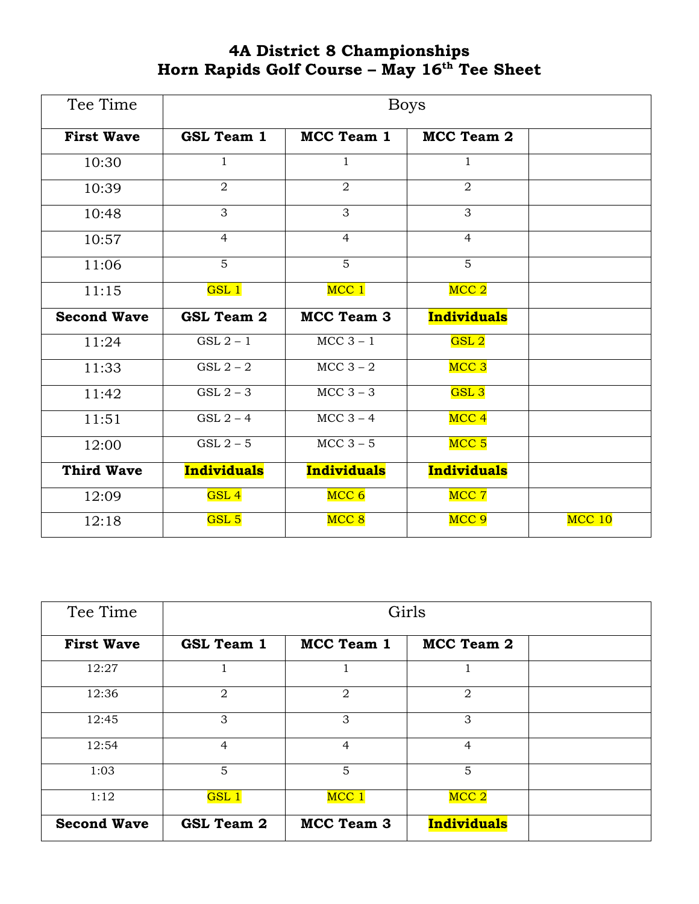# 4A District 8 Championships
## Horn Rapids Golf Course – May 16th Tee Sheet

| Tee Time | Boys | | | |
|---|---|---|---|---|
| **First Wave** | **GSL Team 1** | **MCC Team 1** | **MCC Team 2** | |
| 10:30 | 1 | 1 | 1 | |
| 10:39 | 2 | 2 | 2 | |
| 10:48 | 3 | 3 | 3 | |
| 10:57 | 4 | 4 | 4 | |
| 11:06 | 5 | 5 | 5 | |
| 11:15 | GSL 1 | MCC 1 | MCC 2 | |
| **Second Wave** | **GSL Team 2** | **MCC Team 3** | **Individuals** | |
| 11:24 | GSL 2 – 1 | MCC 3 – 1 | GSL 2 | |
| 11:33 | GSL 2 – 2 | MCC 3 – 2 | MCC 3 | |
| 11:42 | GSL 2 – 3 | MCC 3 – 3 | GSL 3 | |
| 11:51 | GSL 2 – 4 | MCC 3 – 4 | MCC 4 | |
| 12:00 | GSL 2 – 5 | MCC 3 – 5 | MCC 5 | |
| **Third Wave** | **Individuals** | **Individuals** | **Individuals** | |
| 12:09 | GSL 4 | MCC 6 | MCC 7 | |
| 12:18 | GSL 5 | MCC 8 | MCC 9 | MCC 10 |

| Tee Time | Girls | | | |
|---|---|---|---|---|
| **First Wave** | **GSL Team 1** | **MCC Team 1** | **MCC Team 2** | |
| 12:27 | 1 | 1 | 1 | |
| 12:36 | 2 | 2 | 2 | |
| 12:45 | 3 | 3 | 3 | |
| 12:54 | 4 | 4 | 4 | |
| 1:03 | 5 | 5 | 5 | |
| 1:12 | GSL 1 | MCC 1 | MCC 2 | |
| **Second Wave** | **GSL Team 2** | **MCC Team 3** | **Individuals** | |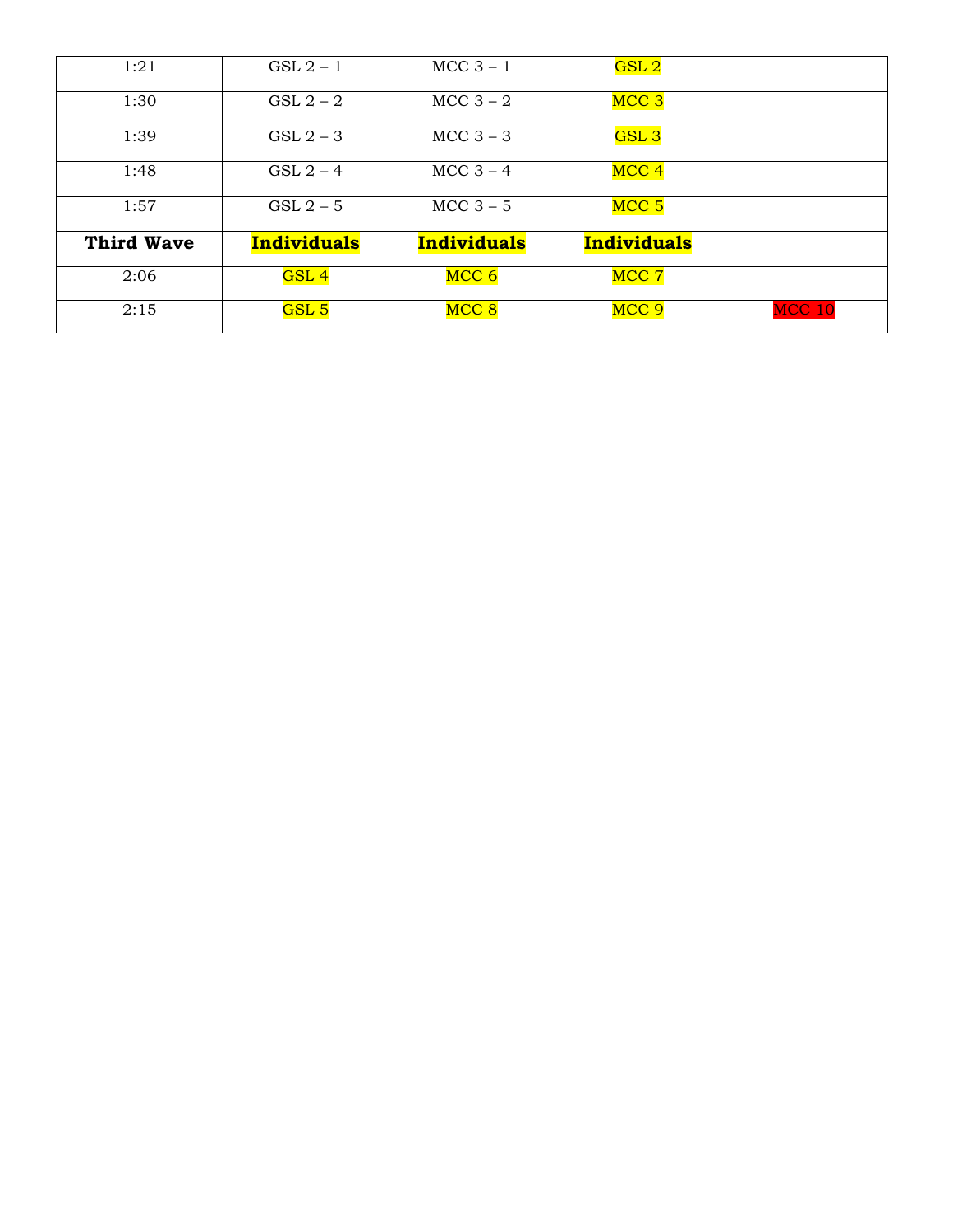| | | | | |
|---|---|---|---|---|
| 1:21 | GSL 2 – 1 | MCC 3 – 1 | GSL 2 | |
| 1:30 | GSL 2 – 2 | MCC 3 – 2 | MCC 3 | |
| 1:39 | GSL 2 – 3 | MCC 3 – 3 | GSL 3 | |
| 1:48 | GSL 2 – 4 | MCC 3 – 4 | MCC 4 | |
| 1:57 | GSL 2 – 5 | MCC 3 – 5 | MCC 5 | |
| **Third Wave** | **Individuals** | **Individuals** | **Individuals** | |
| 2:06 | GSL 4 | MCC 6 | MCC 7 | |
| 2:15 | GSL 5 | MCC 8 | MCC 9 | MCC 10 |